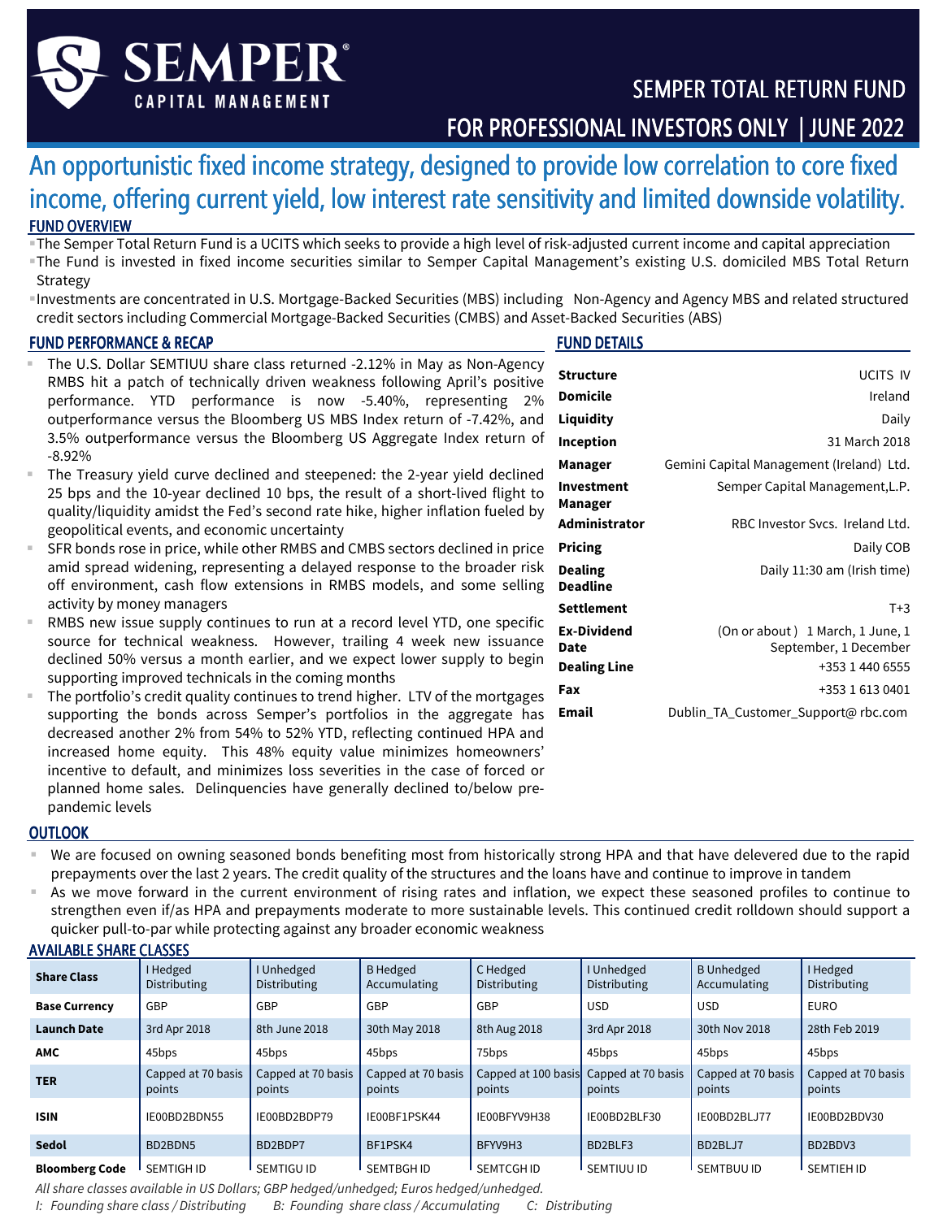# SEMPER CAPITAL MANAGEMENT

## SEMPER TOTAL RETURN FUND

## FOR PROFESSIONAL INVESTORS ONLY | JUNE 2022

# An opportunistic fixed income strategy, designed to provide low correlation to core fixed income, offering current yield, low interest rate sensitivity and limited downside volatility.

## FUND OVERVIEW

- The Semper Total Return Fund is a UCITS which seeks to provide a high level of risk-adjusted current income and capital appreciation
- The Fund is invested in fixed income securities similar to Semper Capital Management's existing U.S. domiciled MBS Total Return Strategy
- Investments are concentrated in U.S. Mortgage-Backed Securities (MBS) including Non-Agency and Agency MBS and related structured credit sectors including Commercial Mortgage-Backed Securities (CMBS) and Asset-Backed Securities (ABS)

## FUND PERFORMANCE & RECAP

- The U.S. Dollar SEMTIUU share class returned -2.12% in May as Non-Agency RMBS hit a patch of technically driven weakness following April's positive performance. YTD performance is now -5.40%, representing 2% outperformance versus the Bloomberg US MBS Index return of -7.42%, and 3.5% outperformance versus the Bloomberg US Aggregate Index return of -8.92%
- The Treasury yield curve declined and steepened: the 2-year yield declined 25 bps and the 10-year declined 10 bps, the result of a short-lived flight to quality/liquidity amidst the Fed's second rate hike, higher inflation fueled by geopolitical events, and economic uncertainty
- SFR bonds rose in price, while other RMBS and CMBS sectors declined in price amid spread widening, representing a delayed response to the broader risk off environment, cash flow extensions in RMBS models, and some selling activity by money managers
- RMBS new issue supply continues to run at a record level YTD, one specific source for technical weakness. However, trailing 4 week new issuance declined 50% versus a month earlier, and we expect lower supply to begin supporting improved technicals in the coming months
- The portfolio's credit quality continues to trend higher. LTV of the mortgages supporting the bonds across Semper's portfolios in the aggregate has decreased another 2% from 54% to 52% YTD, reflecting continued HPA and increased home equity. This 48% equity value minimizes homeowners' incentive to default, and minimizes loss severities in the case of forced or planned home sales. Delinquencies have generally declined to/below pre-pandemic levels

## FUND DETAILS

| | |
|---|---|
| **Structure** | UCITS IV |
| **Domicile** | Ireland |
| **Liquidity** | Daily |
| **Inception** | 31 March 2018 |
| **Manager** | Gemini Capital Management (Ireland) Ltd. |
| **Investment Manager** | Semper Capital Management,L.P. |
| **Administrator** | RBC Investor Svcs. Ireland Ltd. |
| **Pricing** | Daily COB |
| **Dealing Deadline** | Daily 11:30 am (Irish time) |
| **Settlement** | T+3 |
| **Ex-Dividend Date** | (On or about ) 1 March, 1 June, 1 September, 1 December |
| **Dealing Line** | +353 1 440 6555 |
| **Fax** | +353 1 613 0401 |
| **Email** | Dublin_TA_Customer_Support@ rbc.com |

## OUTLOOK

- We are focused on owning seasoned bonds benefiting most from historically strong HPA and that have delevered due to the rapid prepayments over the last 2 years. The credit quality of the structures and the loans have and continue to improve in tandem
- As we move forward in the current environment of rising rates and inflation, we expect these seasoned profiles to continue to strengthen even if/as HPA and prepayments moderate to more sustainable levels. This continued credit rolldown should support a quicker pull-to-par while protecting against any broader economic weakness

## AVAILABLE SHARE CLASSES

| **Share Class** | I Hedged Distributing | I Unhedged Distributing | B Hedged Accumulating | C Hedged Distributing | I Unhedged Distributing | B Unhedged Accumulating | I Hedged Distributing |
|---|---|---|---|---|---|---|---|
| **Base Currency** | GBP | GBP | GBP | GBP | USD | USD | EURO |
| **Launch Date** | 3rd Apr 2018 | 8th June 2018 | 30th May 2018 | 8th Aug 2018 | 3rd Apr 2018 | 30th Nov 2018 | 28th Feb 2019 |
| **AMC** | 45bps | 45bps | 45bps | 75bps | 45bps | 45bps | 45bps |
| **TER** | Capped at 70 basis points | Capped at 70 basis points | Capped at 70 basis points | Capped at 100 basis points | Capped at 70 basis points | Capped at 70 basis points | Capped at 70 basis points |
| **ISIN** | IE00BD2BDN55 | IE00BD2BDP79 | IE00BF1PSK44 | IE00BFYV9H38 | IE00BD2BLF30 | IE00BD2BLJ77 | IE00BD2BDV30 |
| **Sedol** | BD2BDN5 | BD2BDP7 | BF1PSK4 | BFYV9H3 | BD2BLF3 | BD2BLJ7 | BD2BDV3 |
| **Bloomberg Code** | SEMTIGH ID | SEMTIGU ID | SEMTBGH ID | SEMTCGH ID | SEMTIUU ID | SEMTBUU ID | SEMTIEH ID |

*All share classes available in US Dollars; GBP hedged/unhedged; Euros hedged/unhedged.*

*I: Founding share class / Distributing B: Founding share class / Accumulating C: Distributing*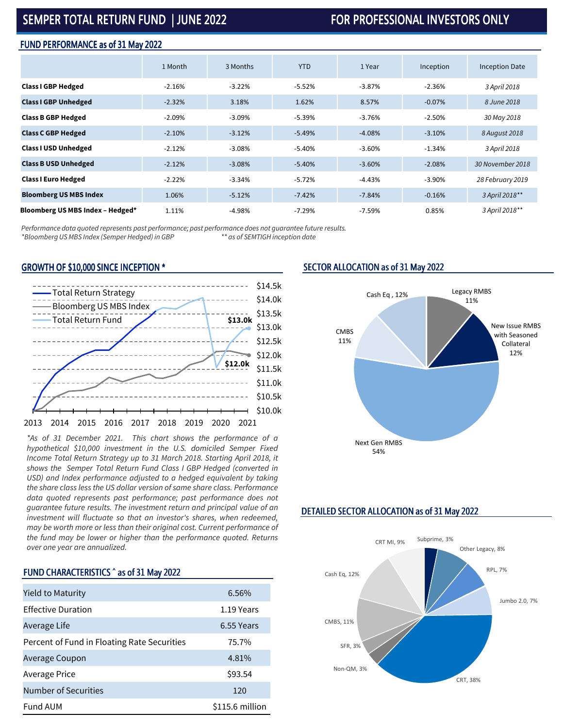# SEMPER TOTAL RETURN FUND | JUNE 2022

**FOR PROFESSIONAL INVESTORS ONLY**

## FUND PERFORMANCE as of 31 May 2022

| | 1 Month | 3 Months | YTD | 1 Year | Inception | Inception Date |
|---|---|---|---|---|---|---|
| **Class I GBP Hedged** | -2.16% | -3.22% | -5.52% | -3.87% | -2.36% | *3 April 2018* |
| **Class I GBP Unhedged** | -2.32% | 3.18% | 1.62% | 8.57% | -0.07% | *8 June 2018* |
| **Class B GBP Hedged** | -2.09% | -3.09% | -5.39% | -3.76% | -2.50% | *30 May 2018* |
| **Class C GBP Hedged** | -2.10% | -3.12% | -5.49% | -4.08% | -3.10% | *8 August 2018* |
| **Class I USD Unhedged** | -2.12% | -3.08% | -5.40% | -3.60% | -1.34% | *3 April 2018* |
| **Class B USD Unhedged** | -2.12% | -3.08% | -5.40% | -3.60% | -2.08% | *30 November 2018* |
| **Class I Euro Hedged** | -2.22% | -3.34% | -5.72% | -4.43% | -3.90% | *28 February 2019* |
| **Bloomberg US MBS Index** | 1.06% | -5.12% | -7.42% | -7.84% | -0.16% | *3 April 2018*** |
| **Bloomberg US MBS Index – Hedged*** | 1.11% | -4.98% | -7.29% | -7.59% | 0.85% | *3 April 2018*** |

*Performance data quoted represents past performance; past performance does not guarantee future results.*
*\*Bloomberg US MBS Index (Semper Hedged) in GBP* *\*\* as of SEMTIGH inception date*

## GROWTH OF $10,000 SINCE INCEPTION *

Total Return Strategy — Bloomberg US MBS Index — Total Return Fund

$13.0k — $12.0k

*\*As of 31 December 2021. This chart shows the performance of a hypothetical $10,000 investment in the U.S. domiciled Semper Fixed Income Total Return Strategy up to 31 March 2018. Starting April 2018, it shows the Semper Total Return Fund Class I GBP Hedged (converted in USD) and Index performance adjusted to a hedged equivalent by taking the share class less the US dollar version of same share class. Performance data quoted represents past performance; past performance does not guarantee future results. The investment return and principal value of an investment will fluctuate so that an investor's shares, when redeemed, may be worth more or less than their original cost. Current performance of the fund may be lower or higher than the performance quoted. Returns over one year are annualized.*

## FUND CHARACTERISTICS ^ as of 31 May 2022

| | |
|---|---|
| Yield to Maturity | 6.56% |
| Effective Duration | 1.19 Years |
| Average Life | 6.55 Years |
| Percent of Fund in Floating Rate Securities | 75.7% |
| Average Coupon | 4.81% |
| Average Price | $93.54 |
| Number of Securities | 120 |
| Fund AUM | $115.6 million |

## SECTOR ALLOCATION as of 31 May 2022

| Sector | Allocation |
|---|---|
| Legacy RMBS | 11% |
| New Issue RMBS with Seasoned Collateral | 12% |
| Next Gen RMBS | 54% |
| CMBS | 11% |
| Cash Eq | 12% |

## DETAILED SECTOR ALLOCATION as of 31 May 2022

| Sector | Allocation |
|---|---|
| Subprime | 3% |
| Other Legacy | 8% |
| RPL | 7% |
| Jumbo 2.0 | 7% |
| CRT | 38% |
| Non-QM | 3% |
| SFR | 3% |
| CMBS | 11% |
| Cash Eq | 12% |
| CRT MI | 9% |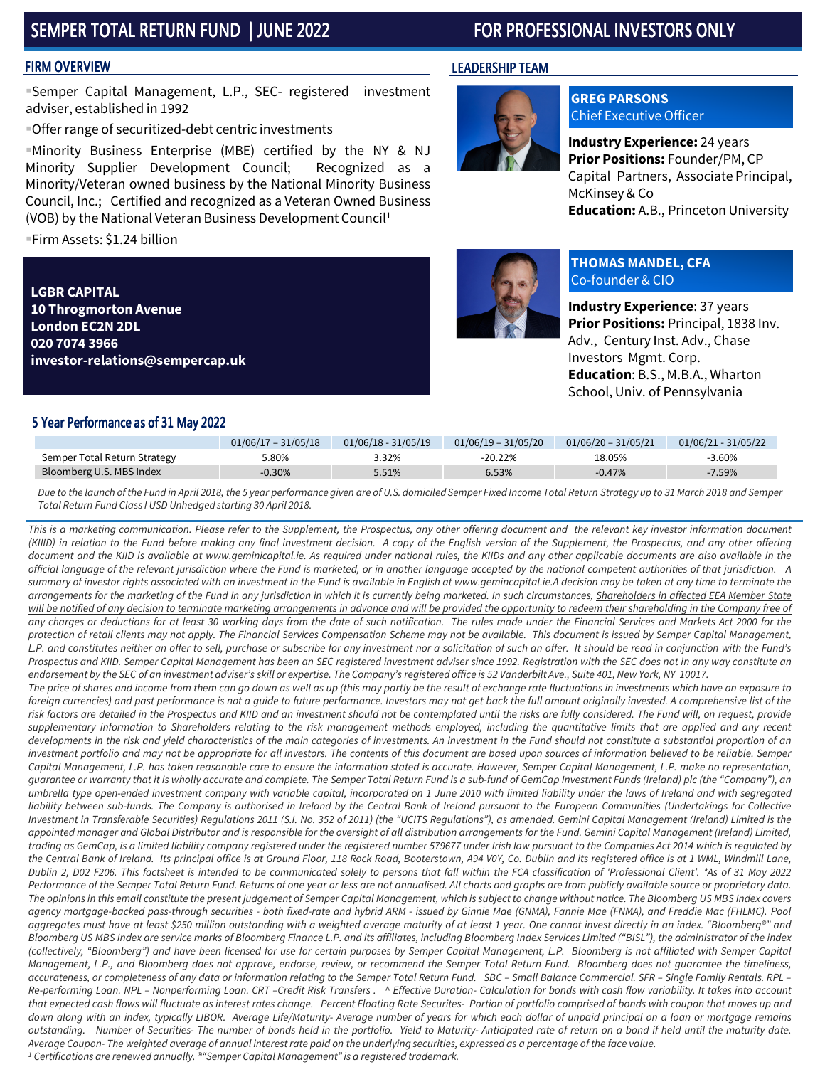# SEMPER TOTAL RETURN FUND | JUNE 2022

# FOR PROFESSIONAL INVESTORS ONLY

## FIRM OVERVIEW

- Semper Capital Management, L.P., SEC- registered investment adviser, established in 1992
- Offer range of securitized-debt centric investments
- Minority Business Enterprise (MBE) certified by the NY & NJ Minority Supplier Development Council; Recognized as a Minority/Veteran owned business by the National Minority Business Council, Inc.; Certified and recognized as a Veteran Owned Business (VOB) by the National Veteran Business Development Council[1]
- Firm Assets: $1.24 billion

**LGBR CAPITAL**
**10 Throgmorton Avenue**
**London EC2N 2DL**
**020 7074 3966**
**investor-relations@sempercap.uk**

## LEADERSHIP TEAM

**GREG PARSONS**
Chief Executive Officer

**Industry Experience:** 24 years
**Prior Positions:** Founder/PM, CP Capital Partners, Associate Principal, McKinsey & Co
**Education:** A.B., Princeton University

**THOMAS MANDEL, CFA**
Co-founder & CIO

**Industry Experience**: 37 years
**Prior Positions:** Principal, 1838 Inv. Adv., Century Inst. Adv., Chase Investors Mgmt. Corp.
**Education**: B.S., M.B.A., Wharton School, Univ. of Pennsylvania

## 5 Year Performance as of 31 May 2022

| | 01/06/17 – 31/05/18 | 01/06/18 - 31/05/19 | 01/06/19 – 31/05/20 | 01/06/20 – 31/05/21 | 01/06/21 - 31/05/22 |
|---|---|---|---|---|---|
| Semper Total Return Strategy | 5.80% | 3.32% | -20.22% | 18.05% | -3.60% |
| Bloomberg U.S. MBS Index | -0.30% | 5.51% | 6.53% | -0.47% | -7.59% |

*Due to the launch of the Fund in April 2018, the 5 year performance given are of U.S. domiciled Semper Fixed Income Total Return Strategy up to 31 March 2018 and Semper Total Return Fund Class I USD Unhedged starting 30 April 2018.*

*This is a marketing communication. Please refer to the Supplement, the Prospectus, any other offering document and the relevant key investor information document (KIIID) in relation to the Fund before making any final investment decision. A copy of the English version of the Supplement, the Prospectus, and any other offering document and the KIID is available at www.geminicapital.ie. As required under national rules, the KIIDs and any other applicable documents are also available in the official language of the relevant jurisdiction where the Fund is marketed, or in another language accepted by the national competent authorities of that jurisdiction. A summary of investor rights associated with an investment in the Fund is available in English at www.gemincapital.ie.A decision may be taken at any time to terminate the arrangements for the marketing of the Fund in any jurisdiction in which it is currently being marketed. In such circumstances, Shareholders in affected EEA Member State will be notified of any decision to terminate marketing arrangements in advance and will be provided the opportunity to redeem their shareholding in the Company free of any charges or deductions for at least 30 working days from the date of such notification. The rules made under the Financial Services and Markets Act 2000 for the protection of retail clients may not apply. The Financial Services Compensation Scheme may not be available. This document is issued by Semper Capital Management, L.P. and constitutes neither an offer to sell, purchase or subscribe for any investment nor a solicitation of such an offer. It should be read in conjunction with the Fund's Prospectus and KIID. Semper Capital Management has been an SEC registered investment adviser since 1992. Registration with the SEC does not in any way constitute an endorsement by the SEC of an investment adviser's skill or expertise. The Company's registered office is 52 Vanderbilt Ave., Suite 401, New York, NY 10017.*

*The price of shares and income from them can go down as well as up (this may partly be the result of exchange rate fluctuations in investments which have an exposure to foreign currencies) and past performance is not a guide to future performance. Investors may not get back the full amount originally invested. A comprehensive list of the risk factors are detailed in the Prospectus and KIID and an investment should not be contemplated until the risks are fully considered. The Fund will, on request, provide supplementary information to Shareholders relating to the risk management methods employed, including the quantitative limits that are applied and any recent developments in the risk and yield characteristics of the main categories of investments. An investment in the Fund should not constitute a substantial proportion of an investment portfolio and may not be appropriate for all investors. The contents of this document are based upon sources of information believed to be reliable. Semper Capital Management, L.P. has taken reasonable care to ensure the information stated is accurate. However, Semper Capital Management, L.P. make no representation, guarantee or warranty that it is wholly accurate and complete. The Semper Total Return Fund is a sub-fund of GemCap Investment Funds (Ireland) plc (the "Company"), an umbrella type open-ended investment company with variable capital, incorporated on 1 June 2010 with limited liability under the laws of Ireland and with segregated liability between sub-funds. The Company is authorised in Ireland by the Central Bank of Ireland pursuant to the European Communities (Undertakings for Collective Investment in Transferable Securities) Regulations 2011 (S.I. No. 352 of 2011) (the "UCITS Regulations"), as amended. Gemini Capital Management (Ireland) Limited is the appointed manager and Global Distributor and is responsible for the oversight of all distribution arrangements for the Fund. Gemini Capital Management (Ireland) Limited, trading as GemCap, is a limited liability company registered under the registered number 579677 under Irish law pursuant to the Companies Act 2014 which is regulated by the Central Bank of Ireland. Its principal office is at Ground Floor, 118 Rock Road, Booterstown, A94 V0Y, Co. Dublin and its registered office is at 1 WML, Windmill Lane, Dublin 2, D02 F206. This factsheet is intended to be communicated solely to persons that fall within the FCA classification of 'Professional Client'. \*As of 31 May 2022 Performance of the Semper Total Return Fund. Returns of one year or less are not annualised. All charts and graphs are from publicly available source or proprietary data. The opinions in this email constitute the present judgement of Semper Capital Management, which is subject to change without notice. The Bloomberg US MBS Index covers agency mortgage-backed pass-through securities - both fixed-rate and hybrid ARM - issued by Ginnie Mae (GNMA), Fannie Mae (FNMA), and Freddie Mac (FHLMC). Pool aggregates must have at least $250 million outstanding with a weighted average maturity of at least 1 year. One cannot invest directly in an index. "Bloomberg®" and Bloomberg US MBS Index are service marks of Bloomberg Finance L.P. and its affiliates, including Bloomberg Index Services Limited ("BISL"), the administrator of the index (collectively, "Bloomberg") and have been licensed for use for certain purposes by Semper Capital Management, L.P. Bloomberg is not affiliated with Semper Capital Management, L.P., and Bloomberg does not approve, endorse, review, or recommend the Semper Total Return Fund. Bloomberg does not guarantee the timeliness, accurateness, or completeness of any data or information relating to the Semper Total Return Fund. SBC – Small Balance Commercial. SFR – Single Family Rentals. RPL – Re-performing Loan. NPL – Nonperforming Loan. CRT –Credit Risk Transfers . ^ Effective Duration- Calculation for bonds with cash flow variability. It takes into account that expected cash flows will fluctuate as interest rates change. Percent Floating Rate Securites- Portion of portfolio comprised of bonds with coupon that moves up and down along with an index, typically LIBOR. Average Life/Maturity- Average number of years for which each dollar of unpaid principal on a loan or mortgage remains outstanding. Number of Securities- The number of bonds held in the portfolio. Yield to Maturity- Anticipated rate of return on a bond if held until the maturity date. Average Coupon- The weighted average of annual interest rate paid on the underlying securities, expressed as a percentage of the face value.*

*[1] Certifications are renewed annually. ®"Semper Capital Management" is a registered trademark.*